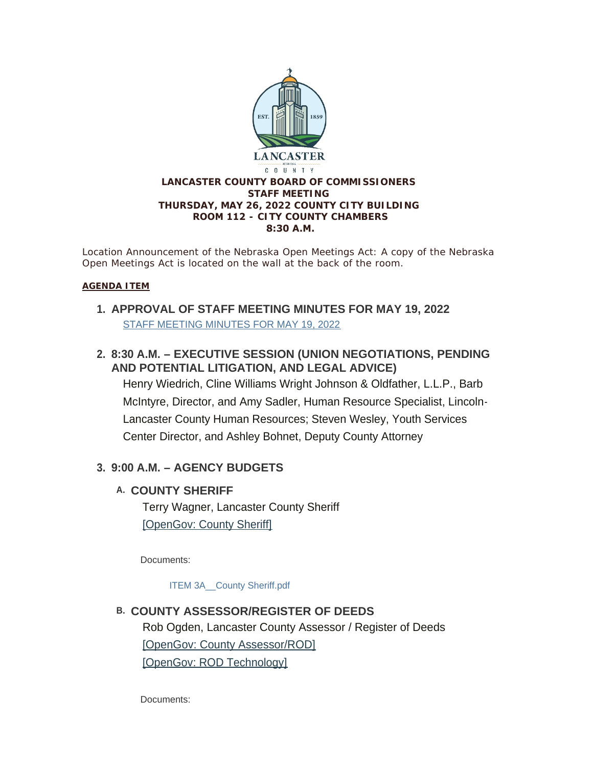**LANCASTER COUNTY BOARD OF COMMISSIONERS**
**STAFF MEETING**
**THURSDAY, MAY 26, 2022 COUNTY CITY BUILDING**
**ROOM 112 - CITY COUNTY CHAMBERS**
**8:30 A.M.**

Location Announcement of the Nebraska Open Meetings Act: A copy of the Nebraska Open Meetings Act is located on the wall at the back of the room.

**AGENDA ITEM**

## 1. APPROVAL OF STAFF MEETING MINUTES FOR MAY 19, 2022

STAFF MEETING MINUTES FOR MAY 19, 2022

## 2. 8:30 A.M. – EXECUTIVE SESSION (UNION NEGOTIATIONS, PENDING AND POTENTIAL LITIGATION, AND LEGAL ADVICE)

Henry Wiedrich, Cline Williams Wright Johnson & Oldfather, L.L.P., Barb McIntyre, Director, and Amy Sadler, Human Resource Specialist, Lincoln-Lancaster County Human Resources; Steven Wesley, Youth Services Center Director, and Ashley Bohnet, Deputy County Attorney

## 3. 9:00 A.M. – AGENCY BUDGETS

### A. COUNTY SHERIFF

Terry Wagner, Lancaster County Sheriff

[OpenGov: County Sheriff]

Documents:

ITEM 3A__County Sheriff.pdf

### B. COUNTY ASSESSOR/REGISTER OF DEEDS

Rob Ogden, Lancaster County Assessor / Register of Deeds

[OpenGov: County Assessor/ROD]

[OpenGov: ROD Technology]

Documents: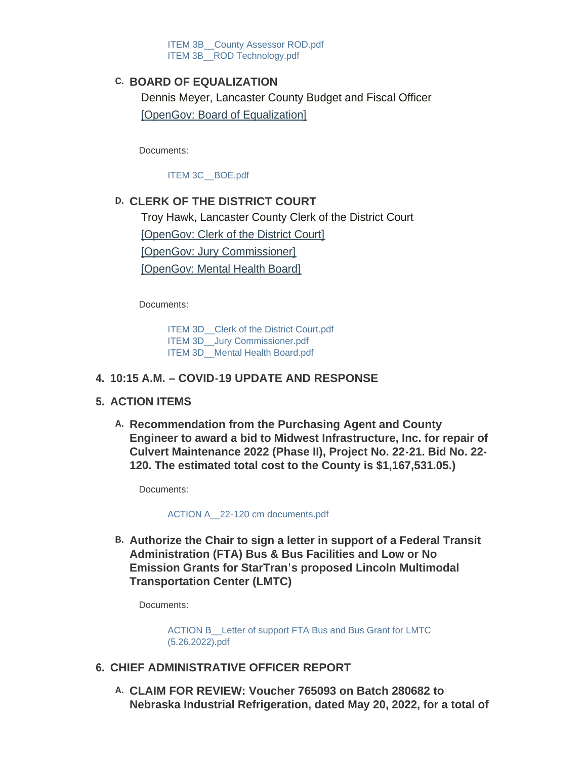ITEM 3B__County Assessor ROD.pdf
ITEM 3B__ROD Technology.pdf

### C. BOARD OF EQUALIZATION

Dennis Meyer, Lancaster County Budget and Fiscal Officer

[OpenGov: Board of Equalization]

Documents:

ITEM 3C__BOE.pdf

### D. CLERK OF THE DISTRICT COURT

Troy Hawk, Lancaster County Clerk of the District Court

[OpenGov: Clerk of the District Court]

[OpenGov: Jury Commissioner]

[OpenGov: Mental Health Board]

Documents:

ITEM 3D__Clerk of the District Court.pdf
ITEM 3D__Jury Commissioner.pdf
ITEM 3D__Mental Health Board.pdf

## 4. 10:15 A.M. – COVID-19 UPDATE AND RESPONSE

## 5. ACTION ITEMS

### A. Recommendation from the Purchasing Agent and County Engineer to award a bid to Midwest Infrastructure, Inc. for repair of Culvert Maintenance 2022 (Phase II), Project No. 22-21. Bid No. 22-120. The estimated total cost to the County is $1,167,531.05.)

Documents:

ACTION A__22-120 cm documents.pdf

### B. Authorize the Chair to sign a letter in support of a Federal Transit Administration (FTA) Bus & Bus Facilities and Low or No Emission Grants for StarTran's proposed Lincoln Multimodal Transportation Center (LMTC)

Documents:

ACTION B__Letter of support FTA Bus and Bus Grant for LMTC (5.26.2022).pdf

## 6. CHIEF ADMINISTRATIVE OFFICER REPORT

### A. CLAIM FOR REVIEW: Voucher 765093 on Batch 280682 to Nebraska Industrial Refrigeration, dated May 20, 2022, for a total of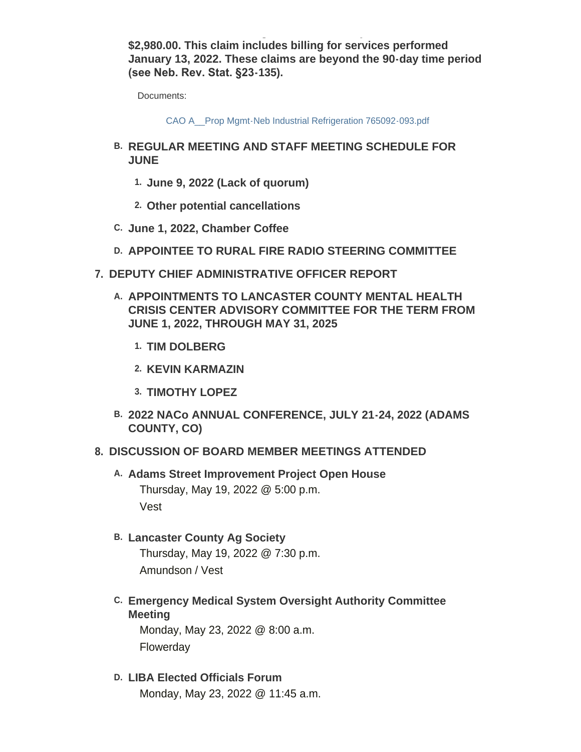**$2,980.00. This claim includes billing for services performed January 13, 2022. These claims are beyond the 90-day time period (see Neb. Rev. Stat. §23-135).**

Documents:

CAO A__Prop Mgmt-Neb Industrial Refrigeration 765092-093.pdf

B. **REGULAR MEETING AND STAFF MEETING SCHEDULE FOR JUNE**

   1. **June 9, 2022 (Lack of quorum)**

   2. **Other potential cancellations**

C. **June 1, 2022, Chamber Coffee**

D. **APPOINTEE TO RURAL FIRE RADIO STEERING COMMITTEE**

## 7. DEPUTY CHIEF ADMINISTRATIVE OFFICER REPORT

A. **APPOINTMENTS TO LANCASTER COUNTY MENTAL HEALTH CRISIS CENTER ADVISORY COMMITTEE FOR THE TERM FROM JUNE 1, 2022, THROUGH MAY 31, 2025**

   1. **TIM DOLBERG**

   2. **KEVIN KARMAZIN**

   3. **TIMOTHY LOPEZ**

B. **2022 NACo ANNUAL CONFERENCE, JULY 21-24, 2022 (ADAMS COUNTY, CO)**

## 8. DISCUSSION OF BOARD MEMBER MEETINGS ATTENDED

A. **Adams Street Improvement Project Open House**
   Thursday, May 19, 2022 @ 5:00 p.m.
   Vest

B. **Lancaster County Ag Society**
   Thursday, May 19, 2022 @ 7:30 p.m.
   Amundson / Vest

C. **Emergency Medical System Oversight Authority Committee Meeting**
   Monday, May 23, 2022 @ 8:00 a.m.
   Flowerday

D. **LIBA Elected Officials Forum**
   Monday, May 23, 2022 @ 11:45 a.m.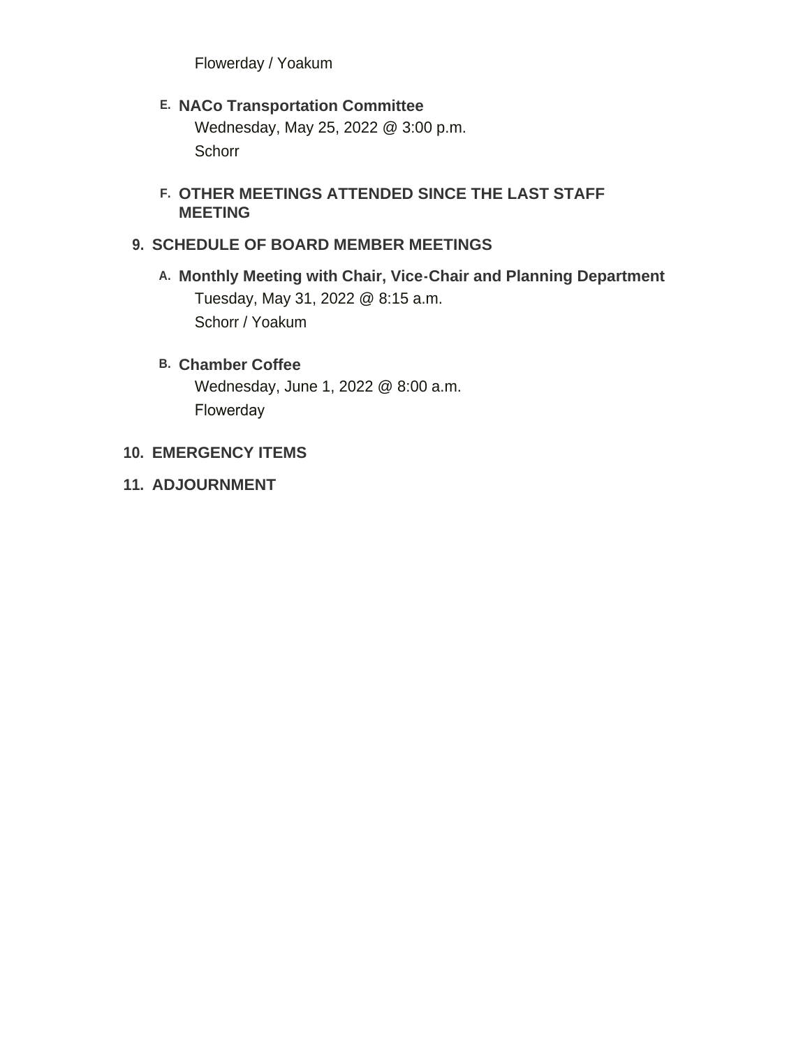Flowerday / Yoakum

E. **NACo Transportation Committee**

Wednesday, May 25, 2022 @ 3:00 p.m.

Schorr

F. **OTHER MEETINGS ATTENDED SINCE THE LAST STAFF MEETING**

9. **SCHEDULE OF BOARD MEMBER MEETINGS**

A. **Monthly Meeting with Chair, Vice-Chair and Planning Department**

Tuesday, May 31, 2022 @ 8:15 a.m.

Schorr / Yoakum

B. **Chamber Coffee**

Wednesday, June 1, 2022 @ 8:00 a.m.

Flowerday

10. **EMERGENCY ITEMS**

11. **ADJOURNMENT**